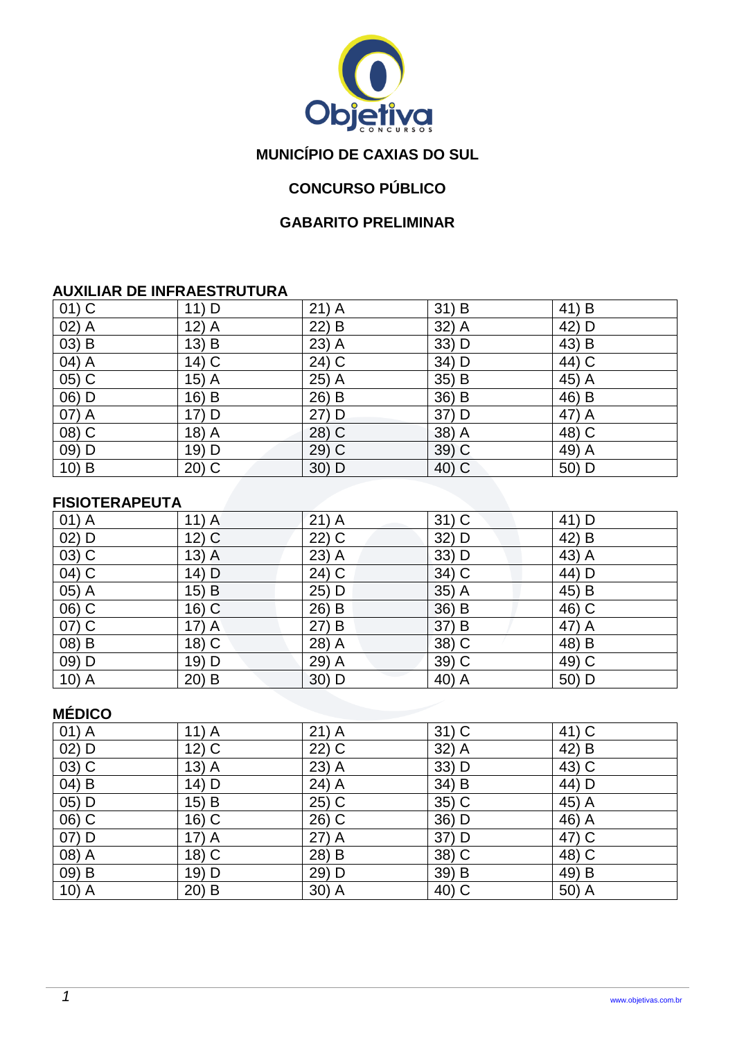**MUNICÍPIO DE CAXIAS DO SUL**

**CONCURSO PÚBLICO**

**GABARITO PRELIMINAR**

## AUXILIAR DE INFRAESTRUTURA

| | | | | |
|---|---|---|---|---|
| 01) C | 11) D | 21) A | 31) B | 41) B |
| 02) A | 12) A | 22) B | 32) A | 42) D |
| 03) B | 13) B | 23) A | 33) D | 43) B |
| 04) A | 14) C | 24) C | 34) D | 44) C |
| 05) C | 15) A | 25) A | 35) B | 45) A |
| 06) D | 16) B | 26) B | 36) B | 46) B |
| 07) A | 17) D | 27) D | 37) D | 47) A |
| 08) C | 18) A | 28) C | 38) A | 48) C |
| 09) D | 19) D | 29) C | 39) C | 49) A |
| 10) B | 20) C | 30) D | 40) C | 50) D |

## FISIOTERAPEUTA

| | | | | |
|---|---|---|---|---|
| 01) A | 11) A | 21) A | 31) C | 41) D |
| 02) D | 12) C | 22) C | 32) D | 42) B |
| 03) C | 13) A | 23) A | 33) D | 43) A |
| 04) C | 14) D | 24) C | 34) C | 44) D |
| 05) A | 15) B | 25) D | 35) A | 45) B |
| 06) C | 16) C | 26) B | 36) B | 46) C |
| 07) C | 17) A | 27) B | 37) B | 47) A |
| 08) B | 18) C | 28) A | 38) C | 48) B |
| 09) D | 19) D | 29) A | 39) C | 49) C |
| 10) A | 20) B | 30) D | 40) A | 50) D |

## MÉDICO

| | | | | |
|---|---|---|---|---|
| 01) A | 11) A | 21) A | 31) C | 41) C |
| 02) D | 12) C | 22) C | 32) A | 42) B |
| 03) C | 13) A | 23) A | 33) D | 43) C |
| 04) B | 14) D | 24) A | 34) B | 44) D |
| 05) D | 15) B | 25) C | 35) C | 45) A |
| 06) C | 16) C | 26) C | 36) D | 46) A |
| 07) D | 17) A | 27) A | 37) D | 47) C |
| 08) A | 18) C | 28) B | 38) C | 48) C |
| 09) B | 19) D | 29) D | 39) B | 49) B |
| 10) A | 20) B | 30) A | 40) C | 50) A |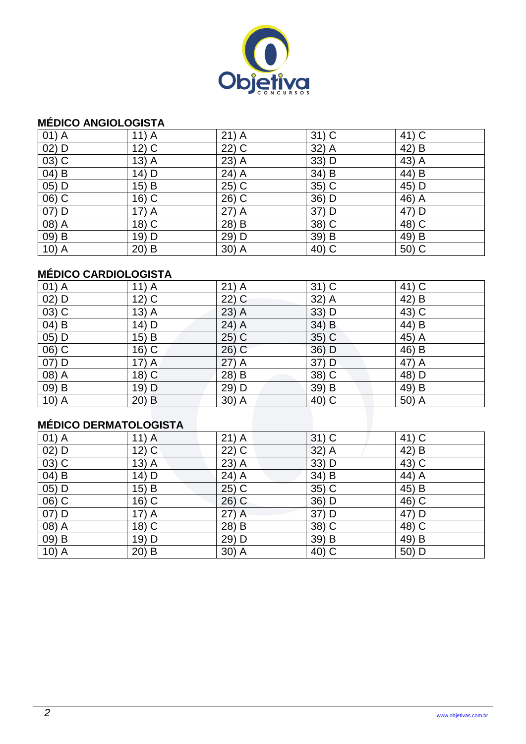## MÉDICO ANGIOLOGISTA

| | | | | |
|---|---|---|---|---|
| 01) A | 11) A | 21) A | 31) C | 41) C |
| 02) D | 12) C | 22) C | 32) A | 42) B |
| 03) C | 13) A | 23) A | 33) D | 43) A |
| 04) B | 14) D | 24) A | 34) B | 44) B |
| 05) D | 15) B | 25) C | 35) C | 45) D |
| 06) C | 16) C | 26) C | 36) D | 46) A |
| 07) D | 17) A | 27) A | 37) D | 47) D |
| 08) A | 18) C | 28) B | 38) C | 48) C |
| 09) B | 19) D | 29) D | 39) B | 49) B |
| 10) A | 20) B | 30) A | 40) C | 50) C |

## MÉDICO CARDIOLOGISTA

| | | | | |
|---|---|---|---|---|
| 01) A | 11) A | 21) A | 31) C | 41) C |
| 02) D | 12) C | 22) C | 32) A | 42) B |
| 03) C | 13) A | 23) A | 33) D | 43) C |
| 04) B | 14) D | 24) A | 34) B | 44) B |
| 05) D | 15) B | 25) C | 35) C | 45) A |
| 06) C | 16) C | 26) C | 36) D | 46) B |
| 07) D | 17) A | 27) A | 37) D | 47) A |
| 08) A | 18) C | 28) B | 38) C | 48) D |
| 09) B | 19) D | 29) D | 39) B | 49) B |
| 10) A | 20) B | 30) A | 40) C | 50) A |

## MÉDICO DERMATOLOGISTA

| | | | | |
|---|---|---|---|---|
| 01) A | 11) A | 21) A | 31) C | 41) C |
| 02) D | 12) C | 22) C | 32) A | 42) B |
| 03) C | 13) A | 23) A | 33) D | 43) C |
| 04) B | 14) D | 24) A | 34) B | 44) A |
| 05) D | 15) B | 25) C | 35) C | 45) B |
| 06) C | 16) C | 26) C | 36) D | 46) C |
| 07) D | 17) A | 27) A | 37) D | 47) D |
| 08) A | 18) C | 28) B | 38) C | 48) C |
| 09) B | 19) D | 29) D | 39) B | 49) B |
| 10) A | 20) B | 30) A | 40) C | 50) D |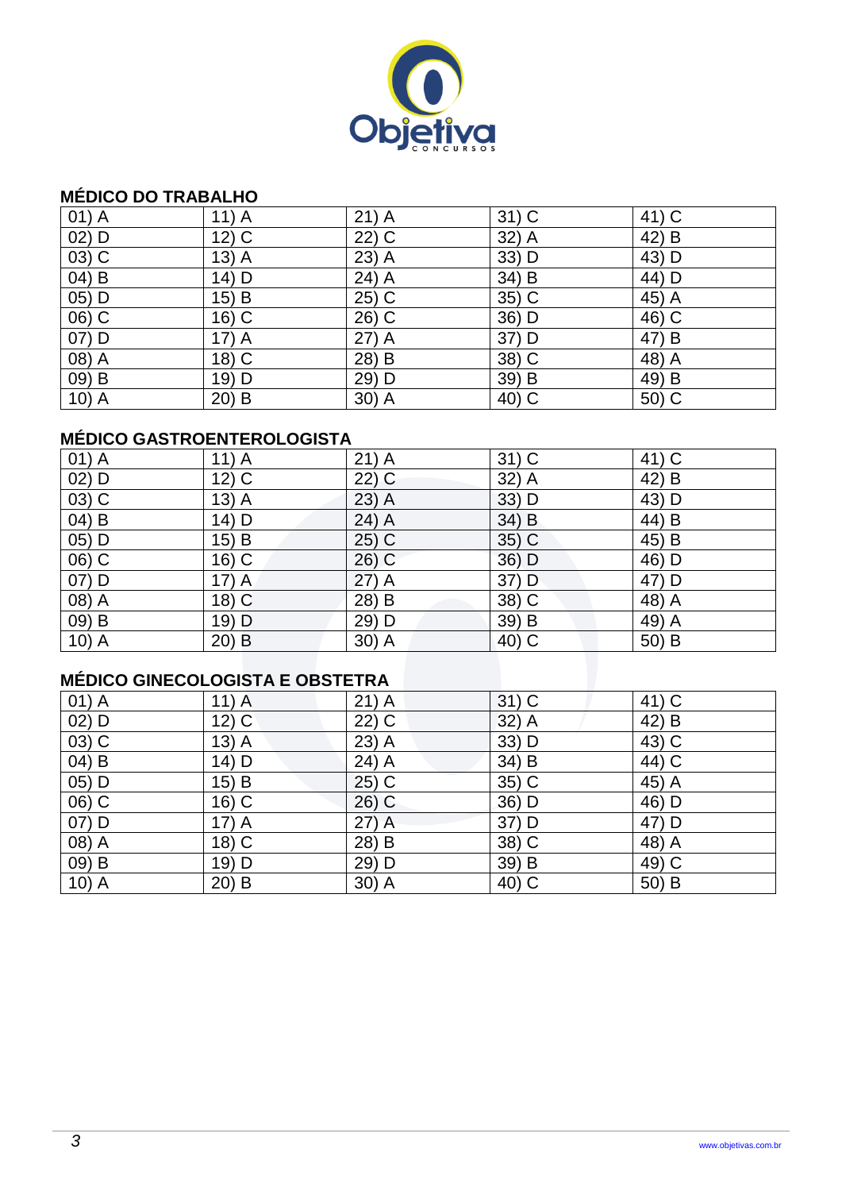## MÉDICO DO TRABALHO

| 01) A | 11) A | 21) A | 31) C | 41) C |
|---|---|---|---|---|
| 02) D | 12) C | 22) C | 32) A | 42) B |
| 03) C | 13) A | 23) A | 33) D | 43) D |
| 04) B | 14) D | 24) A | 34) B | 44) D |
| 05) D | 15) B | 25) C | 35) C | 45) A |
| 06) C | 16) C | 26) C | 36) D | 46) C |
| 07) D | 17) A | 27) A | 37) D | 47) B |
| 08) A | 18) C | 28) B | 38) C | 48) A |
| 09) B | 19) D | 29) D | 39) B | 49) B |
| 10) A | 20) B | 30) A | 40) C | 50) C |

## MÉDICO GASTROENTEROLOGISTA

| 01) A | 11) A | 21) A | 31) C | 41) C |
|---|---|---|---|---|
| 02) D | 12) C | 22) C | 32) A | 42) B |
| 03) C | 13) A | 23) A | 33) D | 43) D |
| 04) B | 14) D | 24) A | 34) B | 44) B |
| 05) D | 15) B | 25) C | 35) C | 45) B |
| 06) C | 16) C | 26) C | 36) D | 46) D |
| 07) D | 17) A | 27) A | 37) D | 47) D |
| 08) A | 18) C | 28) B | 38) C | 48) A |
| 09) B | 19) D | 29) D | 39) B | 49) A |
| 10) A | 20) B | 30) A | 40) C | 50) B |

## MÉDICO GINECOLOGISTA E OBSTETRA

| 01) A | 11) A | 21) A | 31) C | 41) C |
|---|---|---|---|---|
| 02) D | 12) C | 22) C | 32) A | 42) B |
| 03) C | 13) A | 23) A | 33) D | 43) C |
| 04) B | 14) D | 24) A | 34) B | 44) C |
| 05) D | 15) B | 25) C | 35) C | 45) A |
| 06) C | 16) C | 26) C | 36) D | 46) D |
| 07) D | 17) A | 27) A | 37) D | 47) D |
| 08) A | 18) C | 28) B | 38) C | 48) A |
| 09) B | 19) D | 29) D | 39) B | 49) C |
| 10) A | 20) B | 30) A | 40) C | 50) B |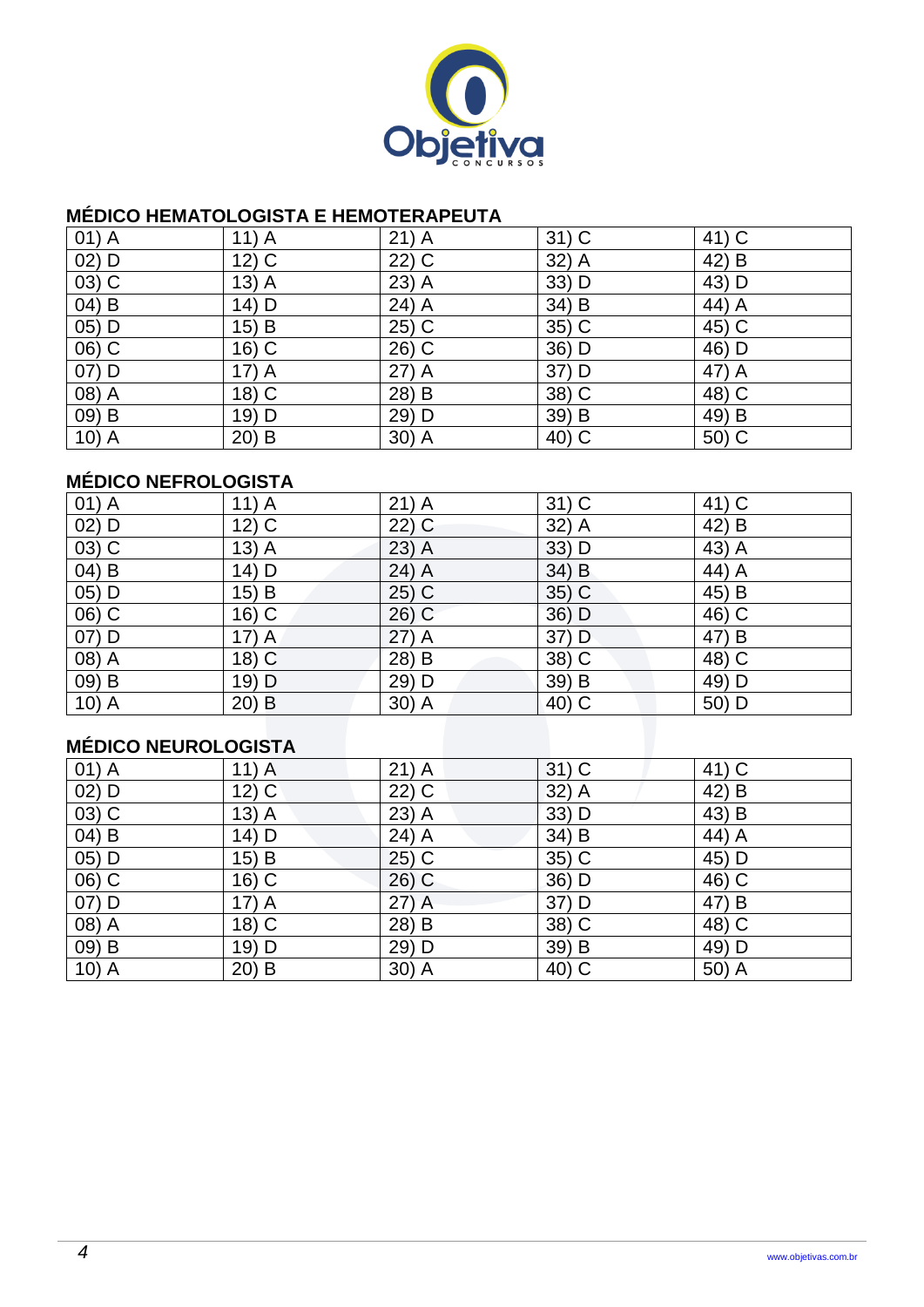## MÉDICO HEMATOLOGISTA E HEMOTERAPEUTA

| | | | | |
|---|---|---|---|---|
| 01) A | 11) A | 21) A | 31) C | 41) C |
| 02) D | 12) C | 22) C | 32) A | 42) B |
| 03) C | 13) A | 23) A | 33) D | 43) D |
| 04) B | 14) D | 24) A | 34) B | 44) A |
| 05) D | 15) B | 25) C | 35) C | 45) C |
| 06) C | 16) C | 26) C | 36) D | 46) D |
| 07) D | 17) A | 27) A | 37) D | 47) A |
| 08) A | 18) C | 28) B | 38) C | 48) C |
| 09) B | 19) D | 29) D | 39) B | 49) B |
| 10) A | 20) B | 30) A | 40) C | 50) C |

## MÉDICO NEFROLOGISTA

| | | | | |
|---|---|---|---|---|
| 01) A | 11) A | 21) A | 31) C | 41) C |
| 02) D | 12) C | 22) C | 32) A | 42) B |
| 03) C | 13) A | 23) A | 33) D | 43) A |
| 04) B | 14) D | 24) A | 34) B | 44) A |
| 05) D | 15) B | 25) C | 35) C | 45) B |
| 06) C | 16) C | 26) C | 36) D | 46) C |
| 07) D | 17) A | 27) A | 37) D | 47) B |
| 08) A | 18) C | 28) B | 38) C | 48) C |
| 09) B | 19) D | 29) D | 39) B | 49) D |
| 10) A | 20) B | 30) A | 40) C | 50) D |

## MÉDICO NEUROLOGISTA

| | | | | |
|---|---|---|---|---|
| 01) A | 11) A | 21) A | 31) C | 41) C |
| 02) D | 12) C | 22) C | 32) A | 42) B |
| 03) C | 13) A | 23) A | 33) D | 43) B |
| 04) B | 14) D | 24) A | 34) B | 44) A |
| 05) D | 15) B | 25) C | 35) C | 45) D |
| 06) C | 16) C | 26) C | 36) D | 46) C |
| 07) D | 17) A | 27) A | 37) D | 47) B |
| 08) A | 18) C | 28) B | 38) C | 48) C |
| 09) B | 19) D | 29) D | 39) B | 49) D |
| 10) A | 20) B | 30) A | 40) C | 50) A |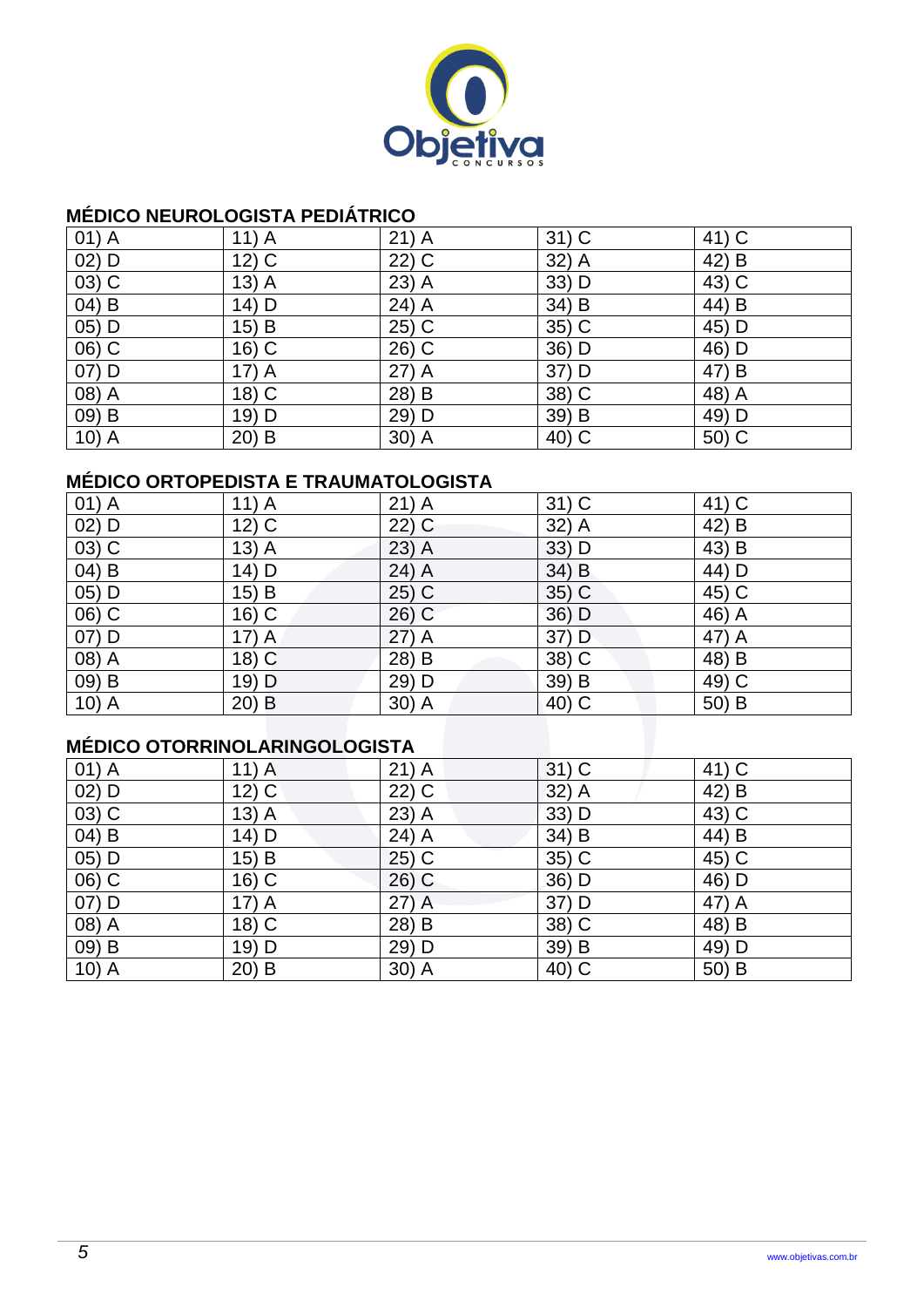## MÉDICO NEUROLOGISTA PEDIÁTRICO

| | | | | |
|---|---|---|---|---|
| 01) A | 11) A | 21) A | 31) C | 41) C |
| 02) D | 12) C | 22) C | 32) A | 42) B |
| 03) C | 13) A | 23) A | 33) D | 43) C |
| 04) B | 14) D | 24) A | 34) B | 44) B |
| 05) D | 15) B | 25) C | 35) C | 45) D |
| 06) C | 16) C | 26) C | 36) D | 46) D |
| 07) D | 17) A | 27) A | 37) D | 47) B |
| 08) A | 18) C | 28) B | 38) C | 48) A |
| 09) B | 19) D | 29) D | 39) B | 49) D |
| 10) A | 20) B | 30) A | 40) C | 50) C |

## MÉDICO ORTOPEDISTA E TRAUMATOLOGISTA

| | | | | |
|---|---|---|---|---|
| 01) A | 11) A | 21) A | 31) C | 41) C |
| 02) D | 12) C | 22) C | 32) A | 42) B |
| 03) C | 13) A | 23) A | 33) D | 43) B |
| 04) B | 14) D | 24) A | 34) B | 44) D |
| 05) D | 15) B | 25) C | 35) C | 45) C |
| 06) C | 16) C | 26) C | 36) D | 46) A |
| 07) D | 17) A | 27) A | 37) D | 47) A |
| 08) A | 18) C | 28) B | 38) C | 48) B |
| 09) B | 19) D | 29) D | 39) B | 49) C |
| 10) A | 20) B | 30) A | 40) C | 50) B |

## MÉDICO OTORRINOLARINGOLOGISTA

| | | | | |
|---|---|---|---|---|
| 01) A | 11) A | 21) A | 31) C | 41) C |
| 02) D | 12) C | 22) C | 32) A | 42) B |
| 03) C | 13) A | 23) A | 33) D | 43) C |
| 04) B | 14) D | 24) A | 34) B | 44) B |
| 05) D | 15) B | 25) C | 35) C | 45) C |
| 06) C | 16) C | 26) C | 36) D | 46) D |
| 07) D | 17) A | 27) A | 37) D | 47) A |
| 08) A | 18) C | 28) B | 38) C | 48) B |
| 09) B | 19) D | 29) D | 39) B | 49) D |
| 10) A | 20) B | 30) A | 40) C | 50) B |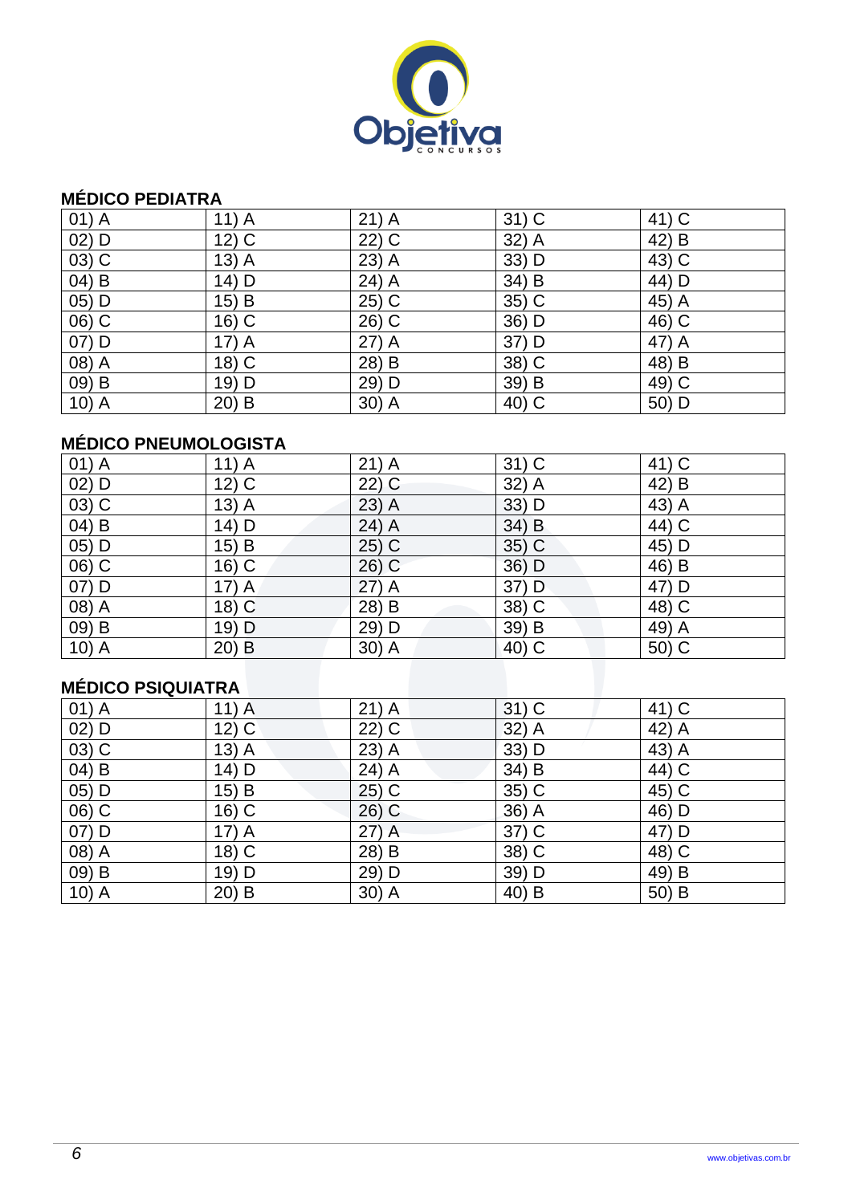## MÉDICO PEDIATRA

| | | | | |
|---|---|---|---|---|
| 01) A | 11) A | 21) A | 31) C | 41) C |
| 02) D | 12) C | 22) C | 32) A | 42) B |
| 03) C | 13) A | 23) A | 33) D | 43) C |
| 04) B | 14) D | 24) A | 34) B | 44) D |
| 05) D | 15) B | 25) C | 35) C | 45) A |
| 06) C | 16) C | 26) C | 36) D | 46) C |
| 07) D | 17) A | 27) A | 37) D | 47) A |
| 08) A | 18) C | 28) B | 38) C | 48) B |
| 09) B | 19) D | 29) D | 39) B | 49) C |
| 10) A | 20) B | 30) A | 40) C | 50) D |

## MÉDICO PNEUMOLOGISTA

| | | | | |
|---|---|---|---|---|
| 01) A | 11) A | 21) A | 31) C | 41) C |
| 02) D | 12) C | 22) C | 32) A | 42) B |
| 03) C | 13) A | 23) A | 33) D | 43) A |
| 04) B | 14) D | 24) A | 34) B | 44) C |
| 05) D | 15) B | 25) C | 35) C | 45) D |
| 06) C | 16) C | 26) C | 36) D | 46) B |
| 07) D | 17) A | 27) A | 37) D | 47) D |
| 08) A | 18) C | 28) B | 38) C | 48) C |
| 09) B | 19) D | 29) D | 39) B | 49) A |
| 10) A | 20) B | 30) A | 40) C | 50) C |

## MÉDICO PSIQUIATRA

| | | | | |
|---|---|---|---|---|
| 01) A | 11) A | 21) A | 31) C | 41) C |
| 02) D | 12) C | 22) C | 32) A | 42) A |
| 03) C | 13) A | 23) A | 33) D | 43) A |
| 04) B | 14) D | 24) A | 34) B | 44) C |
| 05) D | 15) B | 25) C | 35) C | 45) C |
| 06) C | 16) C | 26) C | 36) A | 46) D |
| 07) D | 17) A | 27) A | 37) C | 47) D |
| 08) A | 18) C | 28) B | 38) C | 48) C |
| 09) B | 19) D | 29) D | 39) D | 49) B |
| 10) A | 20) B | 30) A | 40) B | 50) B |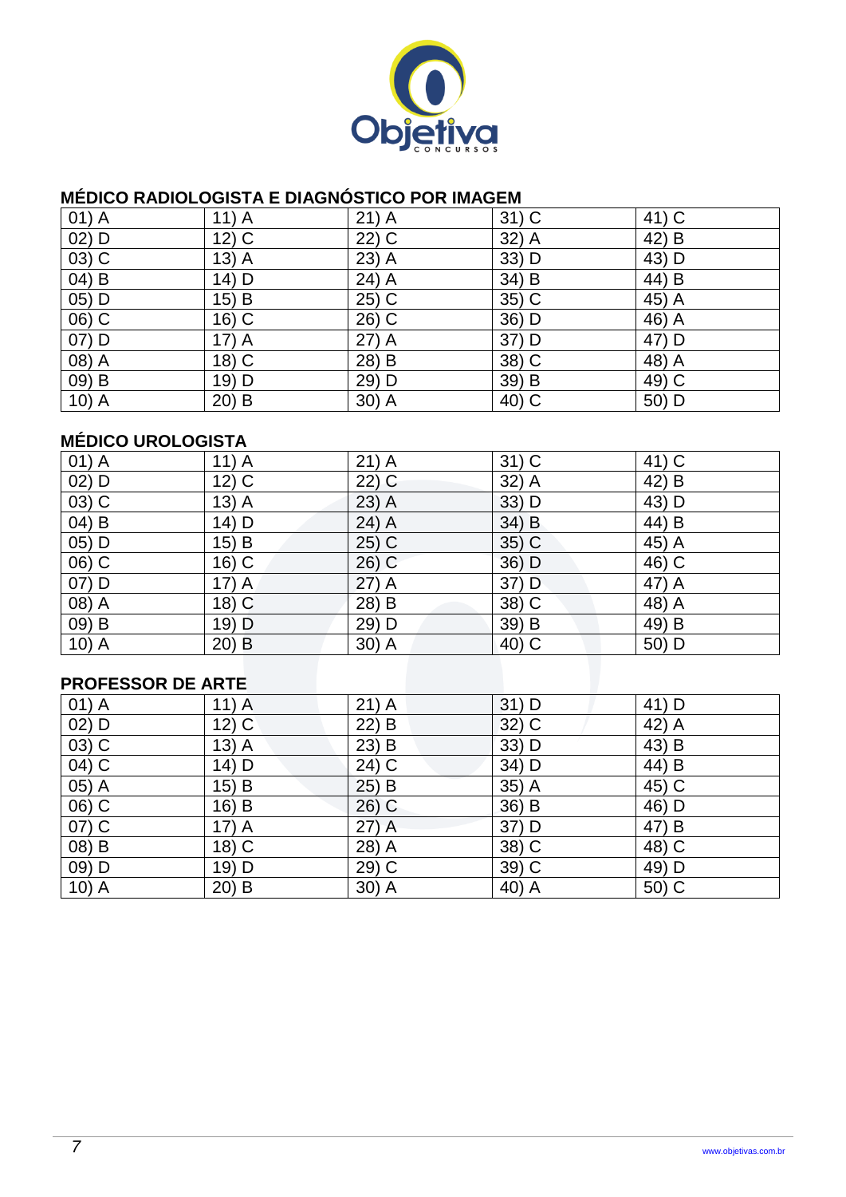## MÉDICO RADIOLOGISTA E DIAGNÓSTICO POR IMAGEM

| | | | | |
|---|---|---|---|---|
| 01) A | 11) A | 21) A | 31) C | 41) C |
| 02) D | 12) C | 22) C | 32) A | 42) B |
| 03) C | 13) A | 23) A | 33) D | 43) D |
| 04) B | 14) D | 24) A | 34) B | 44) B |
| 05) D | 15) B | 25) C | 35) C | 45) A |
| 06) C | 16) C | 26) C | 36) D | 46) A |
| 07) D | 17) A | 27) A | 37) D | 47) D |
| 08) A | 18) C | 28) B | 38) C | 48) A |
| 09) B | 19) D | 29) D | 39) B | 49) C |
| 10) A | 20) B | 30) A | 40) C | 50) D |

## MÉDICO UROLOGISTA

| | | | | |
|---|---|---|---|---|
| 01) A | 11) A | 21) A | 31) C | 41) C |
| 02) D | 12) C | 22) C | 32) A | 42) B |
| 03) C | 13) A | 23) A | 33) D | 43) D |
| 04) B | 14) D | 24) A | 34) B | 44) B |
| 05) D | 15) B | 25) C | 35) C | 45) A |
| 06) C | 16) C | 26) C | 36) D | 46) C |
| 07) D | 17) A | 27) A | 37) D | 47) A |
| 08) A | 18) C | 28) B | 38) C | 48) A |
| 09) B | 19) D | 29) D | 39) B | 49) B |
| 10) A | 20) B | 30) A | 40) C | 50) D |

## PROFESSOR DE ARTE

| | | | | |
|---|---|---|---|---|
| 01) A | 11) A | 21) A | 31) D | 41) D |
| 02) D | 12) C | 22) B | 32) C | 42) A |
| 03) C | 13) A | 23) B | 33) D | 43) B |
| 04) C | 14) D | 24) C | 34) D | 44) B |
| 05) A | 15) B | 25) B | 35) A | 45) C |
| 06) C | 16) B | 26) C | 36) B | 46) D |
| 07) C | 17) A | 27) A | 37) D | 47) B |
| 08) B | 18) C | 28) A | 38) C | 48) C |
| 09) D | 19) D | 29) C | 39) C | 49) D |
| 10) A | 20) B | 30) A | 40) A | 50) C |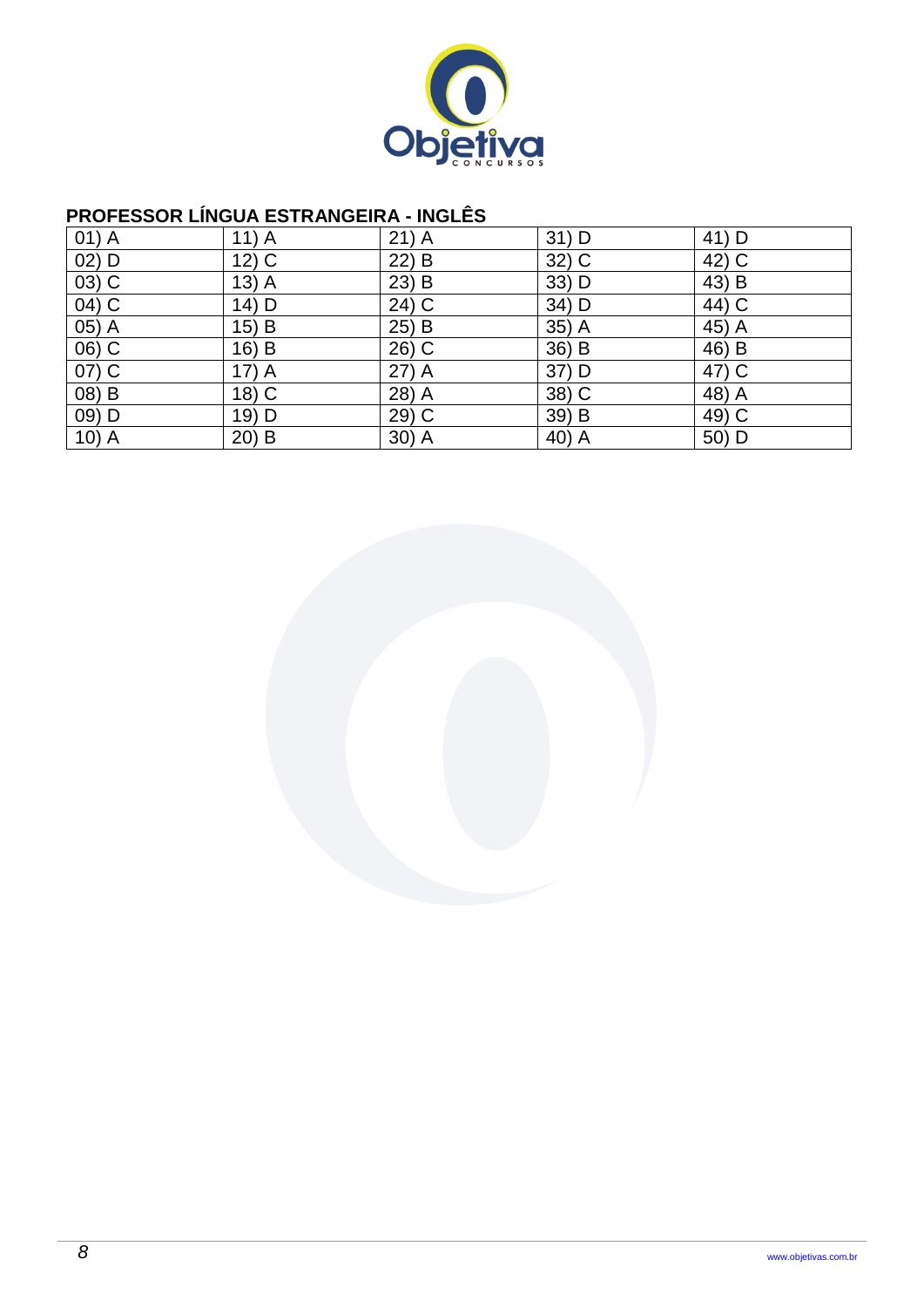## PROFESSOR LÍNGUA ESTRANGEIRA - INGLÊS

| | | | | |
|---|---|---|---|---|
| 01) A | 11) A | 21) A | 31) D | 41) D |
| 02) D | 12) C | 22) B | 32) C | 42) C |
| 03) C | 13) A | 23) B | 33) D | 43) B |
| 04) C | 14) D | 24) C | 34) D | 44) C |
| 05) A | 15) B | 25) B | 35) A | 45) A |
| 06) C | 16) B | 26) C | 36) B | 46) B |
| 07) C | 17) A | 27) A | 37) D | 47) C |
| 08) B | 18) C | 28) A | 38) C | 48) A |
| 09) D | 19) D | 29) C | 39) B | 49) C |
| 10) A | 20) B | 30) A | 40) A | 50) D |